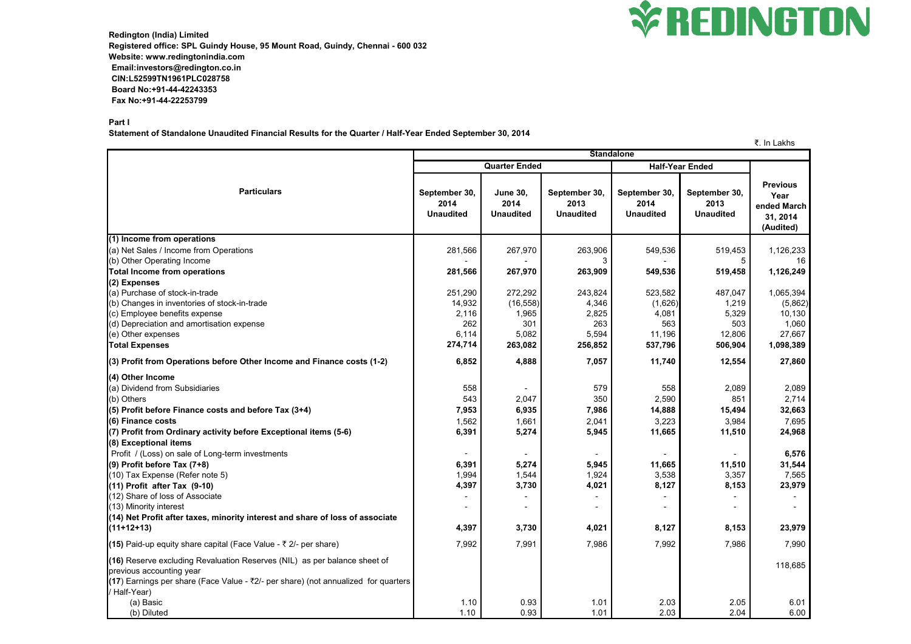**Redington (India) Limited**
**Registered office: SPL Guindy House, 95 Mount Road, Guindy, Chennai - 600 032**
**Website: www.redingtonindia.com**
**Email:investors@redington.co.in**
**CIN:L52599TN1961PLC028758**
**Board No:+91-44-42243353**
**Fax No:+91-44-22253799**

REDINGTON

**Part I**

**Statement of Standalone Unaudited Financial Results for the Quarter / Half-Year Ended September 30, 2014**

₹. In Lakhs

| Particulars | Standalone | | | | | |
|---|---|---|---|---|---|---|
| | Quarter Ended | | | Half-Year Ended | | |
| | September 30, 2014 Unaudited | June 30, 2014 Unaudited | September 30, 2013 Unaudited | September 30, 2014 Unaudited | September 30, 2013 Unaudited | Previous Year ended March 31, 2014 (Audited) |
| **(1) Income from operations** | | | | | | |
| (a) Net Sales / Income from Operations | 281,566 | 267,970 | 263,906 | 549,536 | 519,453 | 1,126,233 |
| (b) Other Operating Income | - | - | 3 | - | 5 | 16 |
| **Total Income from operations** | **281,566** | **267,970** | **263,909** | **549,536** | **519,458** | **1,126,249** |
| **(2) Expenses** | | | | | | |
| (a) Purchase of stock-in-trade | 251,290 | 272,292 | 243,824 | 523,582 | 487,047 | 1,065,394 |
| (b) Changes in inventories of stock-in-trade | 14,932 | (16,558) | 4,346 | (1,626) | 1,219 | (5,862) |
| (c) Employee benefits expense | 2,116 | 1,965 | 2,825 | 4,081 | 5,329 | 10,130 |
| (d) Depreciation and amortisation expense | 262 | 301 | 263 | 563 | 503 | 1,060 |
| (e) Other expenses | 6,114 | 5,082 | 5,594 | 11,196 | 12,806 | 27,667 |
| **Total Expenses** | **274,714** | **263,082** | **256,852** | **537,796** | **506,904** | **1,098,389** |
| **(3) Profit from Operations before Other Income and Finance costs (1-2)** | **6,852** | **4,888** | **7,057** | **11,740** | **12,554** | **27,860** |
| **(4) Other Income** | | | | | | |
| (a) Dividend from Subsidiaries | 558 | - | 579 | 558 | 2,089 | 2,089 |
| (b) Others | 543 | 2,047 | 350 | 2,590 | 851 | 2,714 |
| **(5) Profit before Finance costs and before Tax (3+4)** | **7,953** | **6,935** | **7,986** | **14,888** | **15,494** | **32,663** |
| **(6) Finance costs** | 1,562 | 1,661 | 2,041 | 3,223 | 3,984 | 7,695 |
| **(7) Profit from Ordinary activity before Exceptional items (5-6)** | **6,391** | **5,274** | **5,945** | **11,665** | **11,510** | **24,968** |
| **(8) Exceptional items** | | | | | | |
| Profit / (Loss) on sale of Long-term investments | - | - | - | - | - | **6,576** |
| **(9) Profit before Tax (7+8)** | **6,391** | **5,274** | **5,945** | **11,665** | **11,510** | **31,544** |
| (10) Tax Expense (Refer note 5) | 1,994 | 1,544 | 1,924 | 3,538 | 3,357 | 7,565 |
| **(11) Profit after Tax (9-10)** | **4,397** | **3,730** | **4,021** | **8,127** | **8,153** | **23,979** |
| (12) Share of loss of Associate | - | - | - | - | - | - |
| (13) Minority interest | - | - | - | - | - | - |
| **(14) Net Profit after taxes, minority interest and share of loss of associate (11+12+13)** | **4,397** | **3,730** | **4,021** | **8,127** | **8,153** | **23,979** |
| **(15)** Paid-up equity share capital (Face Value - ₹ 2/- per share) | 7,992 | 7,991 | 7,986 | 7,992 | 7,986 | 7,990 |
| **(16)** Reserve excluding Revaluation Reserves (NIL) as per balance sheet of previous accounting year | | | | | | 118,685 |
| **(17)** Earnings per share (Face Value - ₹2/- per share) (not annualized for quarters / Half-Year) | | | | | | |
| (a) Basic | 1.10 | 0.93 | 1.01 | 2.03 | 2.05 | 6.01 |
| (b) Diluted | 1.10 | 0.93 | 1.01 | 2.03 | 2.04 | 6.00 |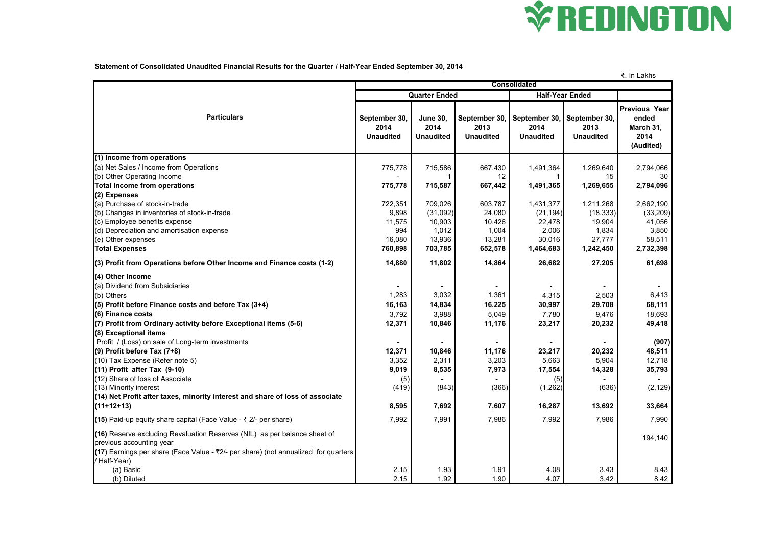REDINGTON

**Statement of Consolidated Unaudited Financial Results for the Quarter / Half-Year Ended September 30, 2014**

₹. In Lakhs

| Particulars | Consolidated | | | | | |
|---|---|---|---|---|---|---|
| | Quarter Ended | | | Half-Year Ended | | |
| | September 30, 2014 Unaudited | June 30, 2014 Unaudited | September 30, 2013 Unaudited | September 30, 2014 Unaudited | September 30, 2013 Unaudited | Previous Year ended March 31, 2014 (Audited) |
| **(1) Income from operations** | | | | | | |
| (a) Net Sales / Income from Operations | 775,778 | 715,586 | 667,430 | 1,491,364 | 1,269,640 | 2,794,066 |
| (b) Other Operating Income | - | 1 | 12 | 1 | 15 | 30 |
| **Total Income from operations** | **775,778** | **715,587** | **667,442** | **1,491,365** | **1,269,655** | **2,794,096** |
| **(2) Expenses** | | | | | | |
| (a) Purchase of stock-in-trade | 722,351 | 709,026 | 603,787 | 1,431,377 | 1,211,268 | 2,662,190 |
| (b) Changes in inventories of stock-in-trade | 9,898 | (31,092) | 24,080 | (21,194) | (18,333) | (33,209) |
| (c) Employee benefits expense | 11,575 | 10,903 | 10,426 | 22,478 | 19,904 | 41,056 |
| (d) Depreciation and amortisation expense | 994 | 1,012 | 1,004 | 2,006 | 1,834 | 3,850 |
| (e) Other expenses | 16,080 | 13,936 | 13,281 | 30,016 | 27,777 | 58,511 |
| **Total Expenses** | **760,898** | **703,785** | **652,578** | **1,464,683** | **1,242,450** | **2,732,398** |
| **(3) Profit from Operations before Other Income and Finance costs (1-2)** | **14,880** | **11,802** | **14,864** | **26,682** | **27,205** | **61,698** |
| **(4) Other Income** | | | | | | |
| (a) Dividend from Subsidiaries | - | - | - | - | - | - |
| (b) Others | 1,283 | 3,032 | 1,361 | 4,315 | 2,503 | 6,413 |
| **(5) Profit before Finance costs and before Tax (3+4)** | **16,163** | **14,834** | **16,225** | **30,997** | **29,708** | **68,111** |
| **(6) Finance costs** | 3,792 | 3,988 | 5,049 | 7,780 | 9,476 | 18,693 |
| **(7) Profit from Ordinary activity before Exceptional items (5-6)** | **12,371** | **10,846** | **11,176** | **23,217** | **20,232** | **49,418** |
| **(8) Exceptional items** | | | | | | |
| Profit / (Loss) on sale of Long-term investments | - | **-** | **-** | **-** | **-** | **(907)** |
| **(9) Profit before Tax (7+8)** | **12,371** | **10,846** | **11,176** | **23,217** | **20,232** | **48,511** |
| (10) Tax Expense (Refer note 5) | 3,352 | 2,311 | 3,203 | 5,663 | 5,904 | 12,718 |
| **(11) Profit after Tax (9-10)** | **9,019** | **8,535** | **7,973** | **17,554** | **14,328** | **35,793** |
| (12) Share of loss of Associate | (5) | - | - | (5) | - | - |
| (13) Minority interest | (419) | (843) | (366) | (1,262) | (636) | (2,129) |
| **(14) Net Profit after taxes, minority interest and share of loss of associate (11+12+13)** | **8,595** | **7,692** | **7,607** | **16,287** | **13,692** | **33,664** |
| **(15)** Paid-up equity share capital (Face Value - ₹ 2/- per share) | 7,992 | 7,991 | 7,986 | 7,992 | 7,986 | 7,990 |
| **(16)** Reserve excluding Revaluation Reserves (NIL) as per balance sheet of previous accounting year | | | | | | 194,140 |
| **(17)** Earnings per share (Face Value - ₹2/- per share) (not annualized for quarters / Half-Year) | | | | | | |
| (a) Basic | 2.15 | 1.93 | 1.91 | 4.08 | 3.43 | 8.43 |
| (b) Diluted | 2.15 | 1.92 | 1.90 | 4.07 | 3.42 | 8.42 |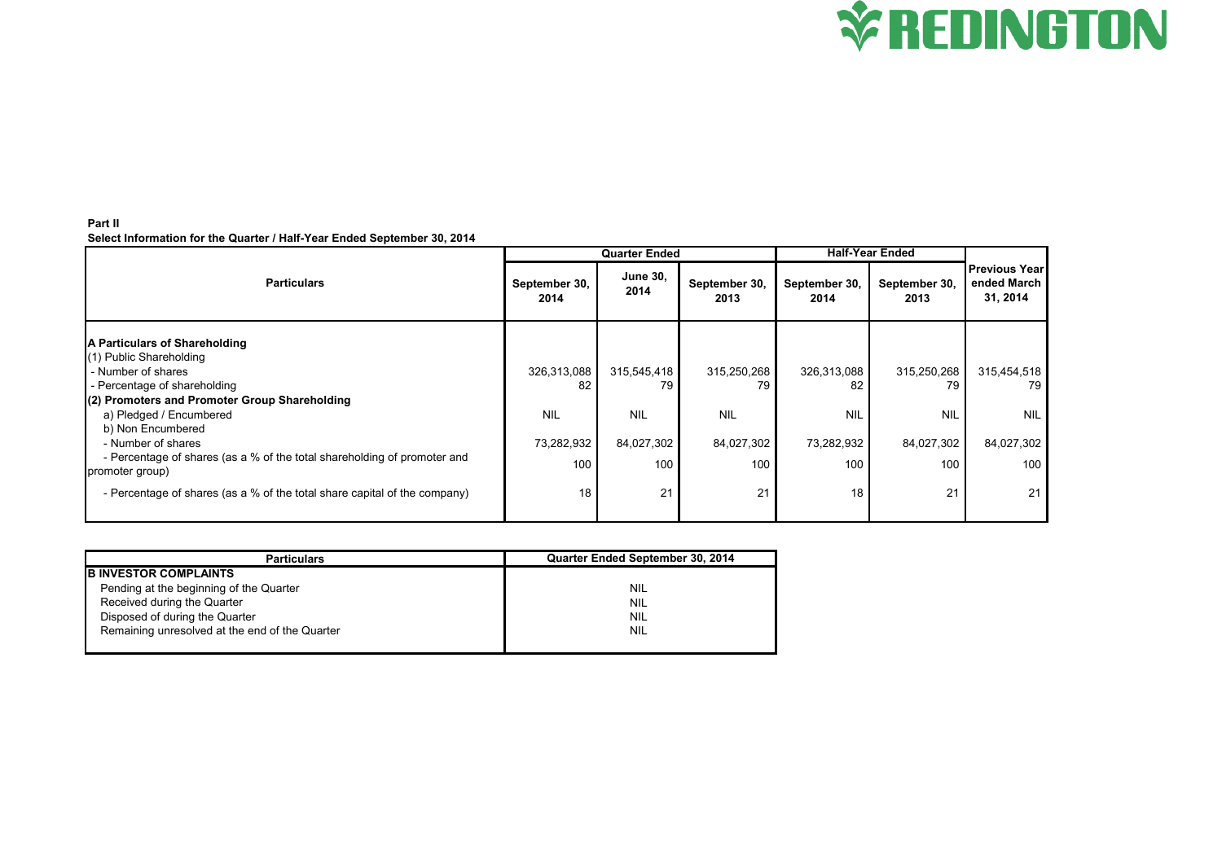**Part II**

**Select Information for the Quarter / Half-Year Ended September 30, 2014**

| Particulars | Quarter Ended | | | Half-Year Ended | | Previous Year ended March 31, 2014 |
|---|---|---|---|---|---|---|
| | September 30, 2014 | June 30, 2014 | September 30, 2013 | September 30, 2014 | September 30, 2013 | |
| **A Particulars of Shareholding** | | | | | | |
| (1) Public Shareholding | | | | | | |
| - Number of shares | 326,313,088 | 315,545,418 | 315,250,268 | 326,313,088 | 315,250,268 | 315,454,518 |
| - Percentage of shareholding | 82 | 79 | 79 | 82 | 79 | 79 |
| **(2) Promoters and Promoter Group Shareholding** | | | | | | |
| a) Pledged / Encumbered | NIL | NIL | NIL | NIL | NIL | NIL |
| b) Non Encumbered | | | | | | |
| - Number of shares | 73,282,932 | 84,027,302 | 84,027,302 | 73,282,932 | 84,027,302 | 84,027,302 |
| - Percentage of shares (as a % of the total shareholding of promoter and promoter group) | 100 | 100 | 100 | 100 | 100 | 100 |
| - Percentage of shares (as a % of the total share capital of the company) | 18 | 21 | 21 | 18 | 21 | 21 |

| Particulars | Quarter Ended September 30, 2014 |
|---|---|
| **B INVESTOR COMPLAINTS** | |
| Pending at the beginning of the Quarter | NIL |
| Received during the Quarter | NIL |
| Disposed of during the Quarter | NIL |
| Remaining unresolved at the end of the Quarter | NIL |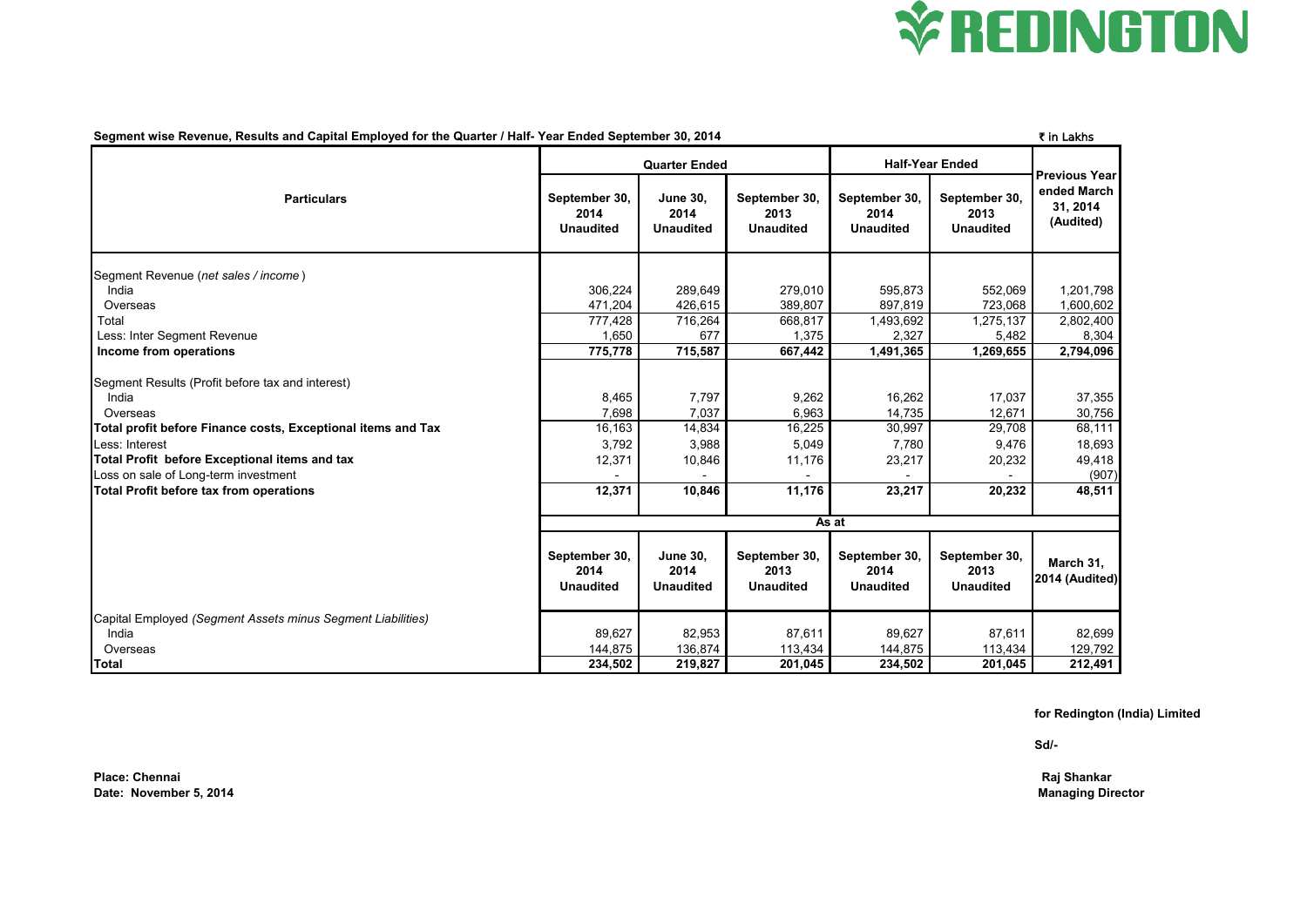REDINGTON

**Segment wise Revenue, Results and Capital Employed for the Quarter / Half- Year Ended September 30, 2014**

₹ in Lakhs

| Particulars | Quarter Ended | | | Half-Year Ended | | Previous Year ended March 31, 2014 (Audited) |
|---|---|---|---|---|---|---|
| | September 30, 2014 Unaudited | June 30, 2014 Unaudited | September 30, 2013 Unaudited | September 30, 2014 Unaudited | September 30, 2013 Unaudited | |
| Segment Revenue (*net sales / income*) | | | | | | |
| India | 306,224 | 289,649 | 279,010 | 595,873 | 552,069 | 1,201,798 |
| Overseas | 471,204 | 426,615 | 389,807 | 897,819 | 723,068 | 1,600,602 |
| Total | 777,428 | 716,264 | 668,817 | 1,493,692 | 1,275,137 | 2,802,400 |
| Less: Inter Segment Revenue | 1,650 | 677 | 1,375 | 2,327 | 5,482 | 8,304 |
| **Income from operations** | **775,778** | **715,587** | **667,442** | **1,491,365** | **1,269,655** | **2,794,096** |
| Segment Results (Profit before tax and interest) | | | | | | |
| India | 8,465 | 7,797 | 9,262 | 16,262 | 17,037 | 37,355 |
| Overseas | 7,698 | 7,037 | 6,963 | 14,735 | 12,671 | 30,756 |
| **Total profit before Finance costs, Exceptional items and Tax** | 16,163 | 14,834 | 16,225 | 30,997 | 29,708 | 68,111 |
| Less: Interest | 3,792 | 3,988 | 5,049 | 7,780 | 9,476 | 18,693 |
| **Total Profit before Exceptional items and tax** | 12,371 | 10,846 | 11,176 | 23,217 | 20,232 | 49,418 |
| Loss on sale of Long-term investment | - | - | - | - | - | (907) |
| **Total Profit before tax from operations** | **12,371** | **10,846** | **11,176** | **23,217** | **20,232** | **48,511** |
| | As at | | | | | |
| | September 30, 2014 Unaudited | June 30, 2014 Unaudited | September 30, 2013 Unaudited | September 30, 2014 Unaudited | September 30, 2013 Unaudited | March 31, 2014 (Audited) |
| Capital Employed (*Segment Assets minus Segment Liabilities*) | | | | | | |
| India | 89,627 | 82,953 | 87,611 | 89,627 | 87,611 | 82,699 |
| Overseas | 144,875 | 136,874 | 113,434 | 144,875 | 113,434 | 129,792 |
| **Total** | **234,502** | **219,827** | **201,045** | **234,502** | **201,045** | **212,491** |

**for Redington (India) Limited**

**Sd/-**

**Raj Shankar**
**Managing Director**

**Place: Chennai**
**Date: November 5, 2014**